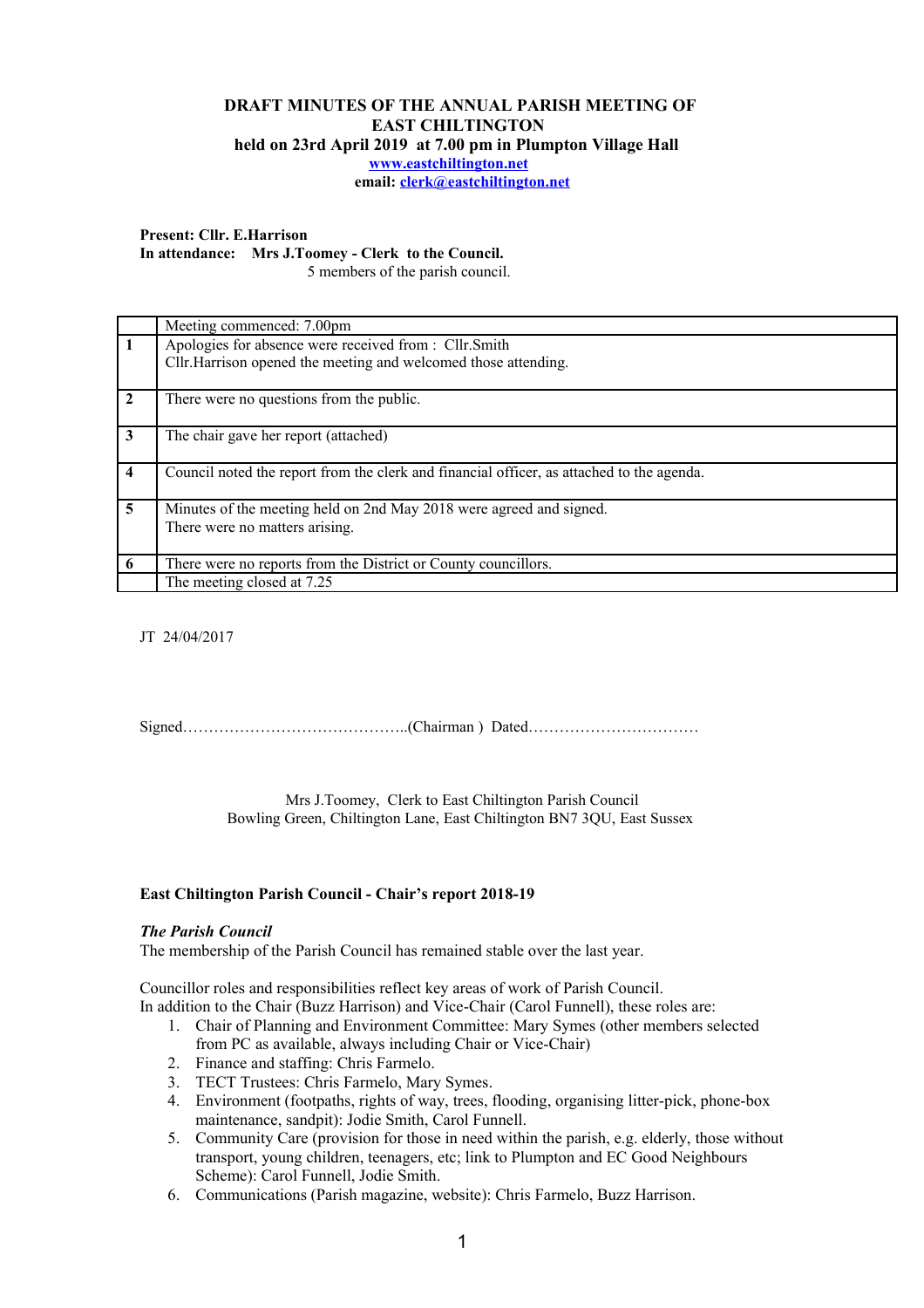**DRAFT MINUTES OF THE ANNUAL PARISH MEETING OF EAST CHILTINGTON**
**held on 23rd April 2019 at 7.00 pm in Plumpton Village Hall**
**www.eastchiltington.net**
**email: clerk@eastchiltington.net**

**Present: Cllr. E.Harrison**
**In attendance: Mrs J.Toomey - Clerk to the Council.**
5 members of the parish council.

| | Meeting commenced: 7.00pm |
|---|---|
| **1** | Apologies for absence were received from : Cllr.Smith<br>Cllr.Harrison opened the meeting and welcomed those attending. |
| **2** | There were no questions from the public. |
| **3** | The chair gave her report (attached) |
| **4** | Council noted the report from the clerk and financial officer, as attached to the agenda. |
| **5** | Minutes of the meeting held on 2nd May 2018 were agreed and signed.<br>There were no matters arising. |
| **6** | There were no reports from the District or County councillors. |
| | The meeting closed at 7.25 |

JT 24/04/2017

Signed……………………………………..(Chairman ) Dated……………………………

Mrs J.Toomey, Clerk to East Chiltington Parish Council
Bowling Green, Chiltington Lane, East Chiltington BN7 3QU, East Sussex

**East Chiltington Parish Council - Chair's report 2018-19**

***The Parish Council***

The membership of the Parish Council has remained stable over the last year.

Councillor roles and responsibilities reflect key areas of work of Parish Council.
In addition to the Chair (Buzz Harrison) and Vice-Chair (Carol Funnell), these roles are:

1. Chair of Planning and Environment Committee: Mary Symes (other members selected from PC as available, always including Chair or Vice-Chair)
2. Finance and staffing: Chris Farmelo.
3. TECT Trustees: Chris Farmelo, Mary Symes.
4. Environment (footpaths, rights of way, trees, flooding, organising litter-pick, phone-box maintenance, sandpit): Jodie Smith, Carol Funnell.
5. Community Care (provision for those in need within the parish, e.g. elderly, those without transport, young children, teenagers, etc; link to Plumpton and EC Good Neighbours Scheme): Carol Funnell, Jodie Smith.
6. Communications (Parish magazine, website): Chris Farmelo, Buzz Harrison.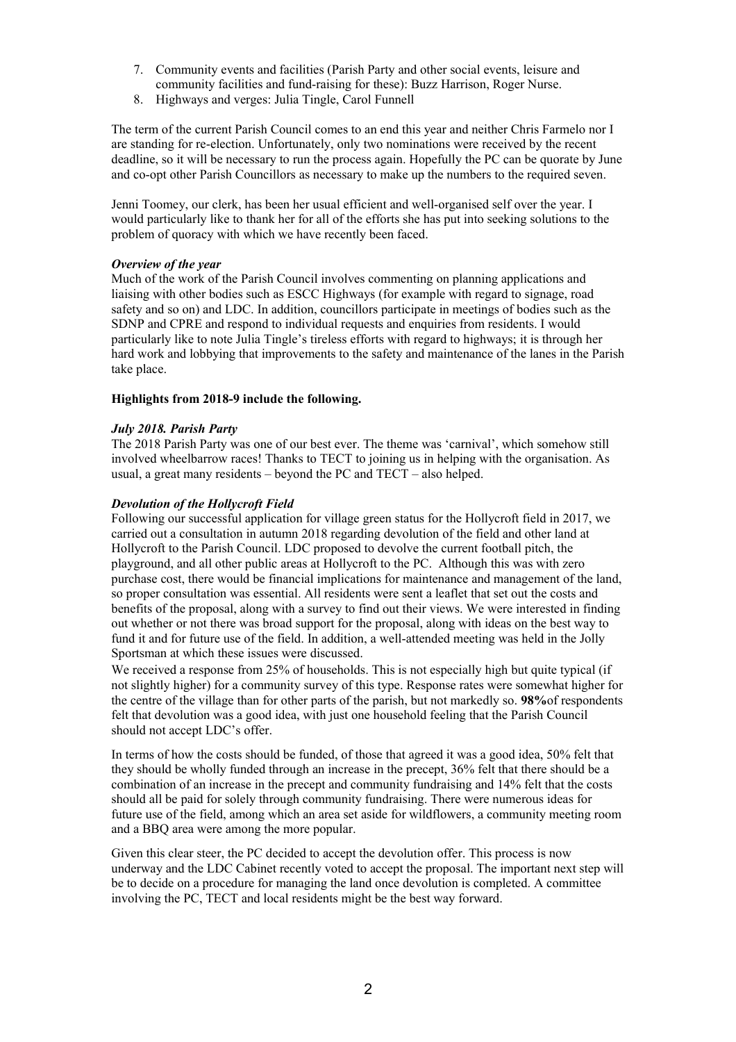7. Community events and facilities (Parish Party and other social events, leisure and community facilities and fund-raising for these): Buzz Harrison, Roger Nurse.
8. Highways and verges: Julia Tingle, Carol Funnell

The term of the current Parish Council comes to an end this year and neither Chris Farmelo nor I are standing for re-election. Unfortunately, only two nominations were received by the recent deadline, so it will be necessary to run the process again. Hopefully the PC can be quorate by June and co-opt other Parish Councillors as necessary to make up the numbers to the required seven.

Jenni Toomey, our clerk, has been her usual efficient and well-organised self over the year. I would particularly like to thank her for all of the efforts she has put into seeking solutions to the problem of quoracy with which we have recently been faced.

***Overview of the year***

Much of the work of the Parish Council involves commenting on planning applications and liaising with other bodies such as ESCC Highways (for example with regard to signage, road safety and so on) and LDC. In addition, councillors participate in meetings of bodies such as the SDNP and CPRE and respond to individual requests and enquiries from residents. I would particularly like to note Julia Tingle's tireless efforts with regard to highways; it is through her hard work and lobbying that improvements to the safety and maintenance of the lanes in the Parish take place.

**Highlights from 2018-9 include the following.**

***July 2018. Parish Party***

The 2018 Parish Party was one of our best ever. The theme was 'carnival', which somehow still involved wheelbarrow races! Thanks to TECT to joining us in helping with the organisation. As usual, a great many residents – beyond the PC and TECT – also helped.

***Devolution of the Hollycroft Field***

Following our successful application for village green status for the Hollycroft field in 2017, we carried out a consultation in autumn 2018 regarding devolution of the field and other land at Hollycroft to the Parish Council. LDC proposed to devolve the current football pitch, the playground, and all other public areas at Hollycroft to the PC. Although this was with zero purchase cost, there would be financial implications for maintenance and management of the land, so proper consultation was essential. All residents were sent a leaflet that set out the costs and benefits of the proposal, along with a survey to find out their views. We were interested in finding out whether or not there was broad support for the proposal, along with ideas on the best way to fund it and for future use of the field. In addition, a well-attended meeting was held in the Jolly Sportsman at which these issues were discussed.

We received a response from 25% of households. This is not especially high but quite typical (if not slightly higher) for a community survey of this type. Response rates were somewhat higher for the centre of the village than for other parts of the parish, but not markedly so. **98%**of respondents felt that devolution was a good idea, with just one household feeling that the Parish Council should not accept LDC's offer.

In terms of how the costs should be funded, of those that agreed it was a good idea, 50% felt that they should be wholly funded through an increase in the precept, 36% felt that there should be a combination of an increase in the precept and community fundraising and 14% felt that the costs should all be paid for solely through community fundraising. There were numerous ideas for future use of the field, among which an area set aside for wildflowers, a community meeting room and a BBQ area were among the more popular.

Given this clear steer, the PC decided to accept the devolution offer. This process is now underway and the LDC Cabinet recently voted to accept the proposal. The important next step will be to decide on a procedure for managing the land once devolution is completed. A committee involving the PC, TECT and local residents might be the best way forward.